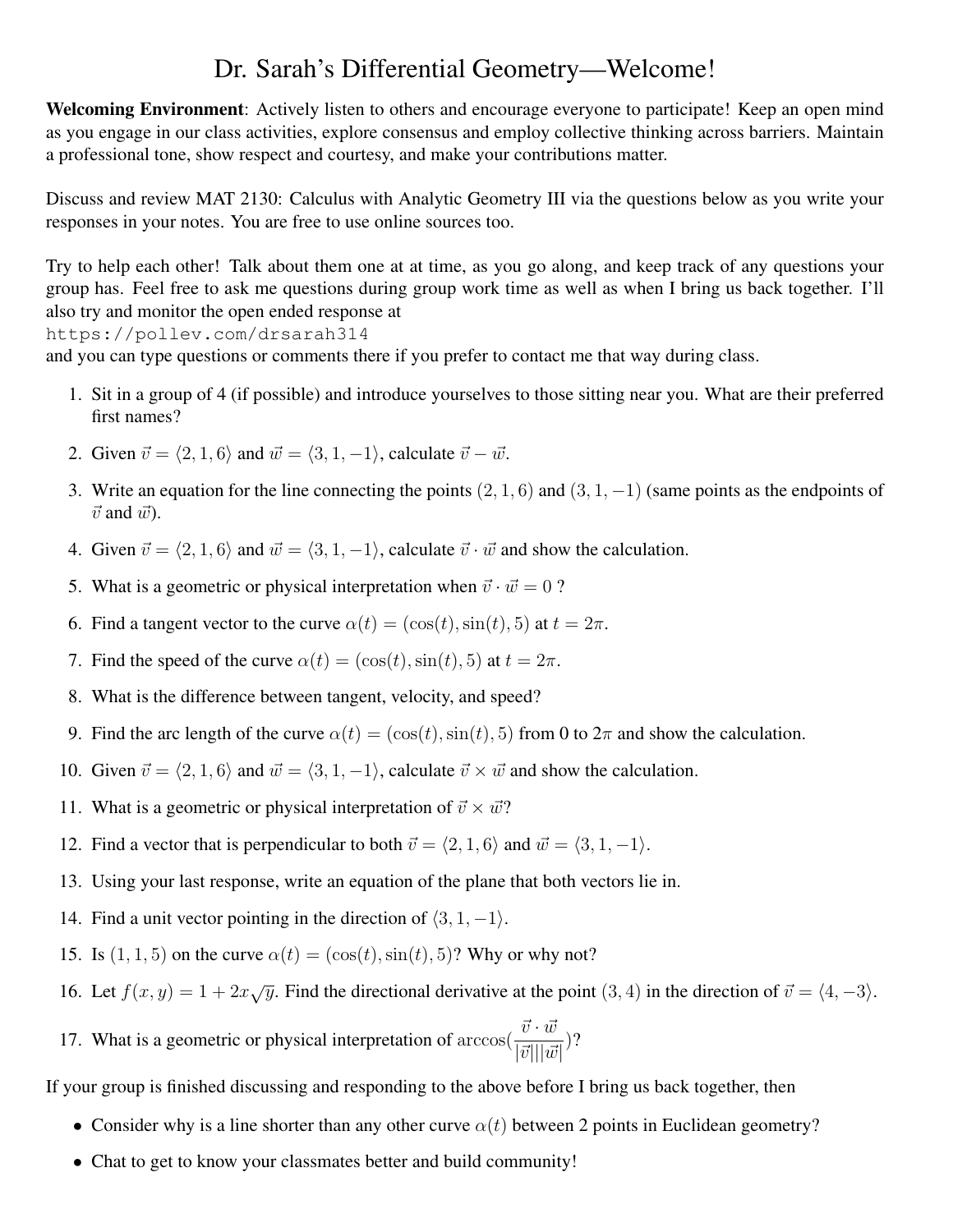# Dr. Sarah's Differential Geometry—Welcome!

**Welcoming Environment**: Actively listen to others and encourage everyone to participate! Keep an open mind as you engage in our class activities, explore consensus and employ collective thinking across barriers. Maintain a professional tone, show respect and courtesy, and make your contributions matter.

Discuss and review MAT 2130: Calculus with Analytic Geometry III via the questions below as you write your responses in your notes. You are free to use online sources too.

Try to help each other! Talk about them one at at time, as you go along, and keep track of any questions your group has. Feel free to ask me questions during group work time as well as when I bring us back together. I'll also try and monitor the open ended response at

`https://pollev.com/drsarah314`

and you can type questions or comments there if you prefer to contact me that way during class.

1. Sit in a group of 4 (if possible) and introduce yourselves to those sitting near you. What are their preferred first names?
2. Given $\vec{v} = \langle 2, 1, 6 \rangle$ and $\vec{w} = \langle 3, 1, -1 \rangle$, calculate $\vec{v} - \vec{w}$.
3. Write an equation for the line connecting the points $(2, 1, 6)$ and $(3, 1, -1)$ (same points as the endpoints of $\vec{v}$ and $\vec{w}$).
4. Given $\vec{v} = \langle 2, 1, 6 \rangle$ and $\vec{w} = \langle 3, 1, -1 \rangle$, calculate $\vec{v} \cdot \vec{w}$ and show the calculation.
5. What is a geometric or physical interpretation when $\vec{v} \cdot \vec{w} = 0$ ?
6. Find a tangent vector to the curve $\alpha(t) = (\cos(t), \sin(t), 5)$ at $t = 2\pi$.
7. Find the speed of the curve $\alpha(t) = (\cos(t), \sin(t), 5)$ at $t = 2\pi$.
8. What is the difference between tangent, velocity, and speed?
9. Find the arc length of the curve $\alpha(t) = (\cos(t), \sin(t), 5)$ from 0 to $2\pi$ and show the calculation.
10. Given $\vec{v} = \langle 2, 1, 6 \rangle$ and $\vec{w} = \langle 3, 1, -1 \rangle$, calculate $\vec{v} \times \vec{w}$ and show the calculation.
11. What is a geometric or physical interpretation of $\vec{v} \times \vec{w}$?
12. Find a vector that is perpendicular to both $\vec{v} = \langle 2, 1, 6 \rangle$ and $\vec{w} = \langle 3, 1, -1 \rangle$.
13. Using your last response, write an equation of the plane that both vectors lie in.
14. Find a unit vector pointing in the direction of $\langle 3, 1, -1 \rangle$.
15. Is $(1, 1, 5)$ on the curve $\alpha(t) = (\cos(t), \sin(t), 5)$? Why or why not?
16. Let $f(x, y) = 1 + 2x\sqrt{y}$. Find the directional derivative at the point $(3, 4)$ in the direction of $\vec{v} = \langle 4, -3 \rangle$.
17. What is a geometric or physical interpretation of $\arccos(\dfrac{\vec{v} \cdot \vec{w}}{|\vec{v}||\vec{w}|})$?

If your group is finished discussing and responding to the above before I bring us back together, then

- Consider why is a line shorter than any other curve $\alpha(t)$ between 2 points in Euclidean geometry?
- Chat to get to know your classmates better and build community!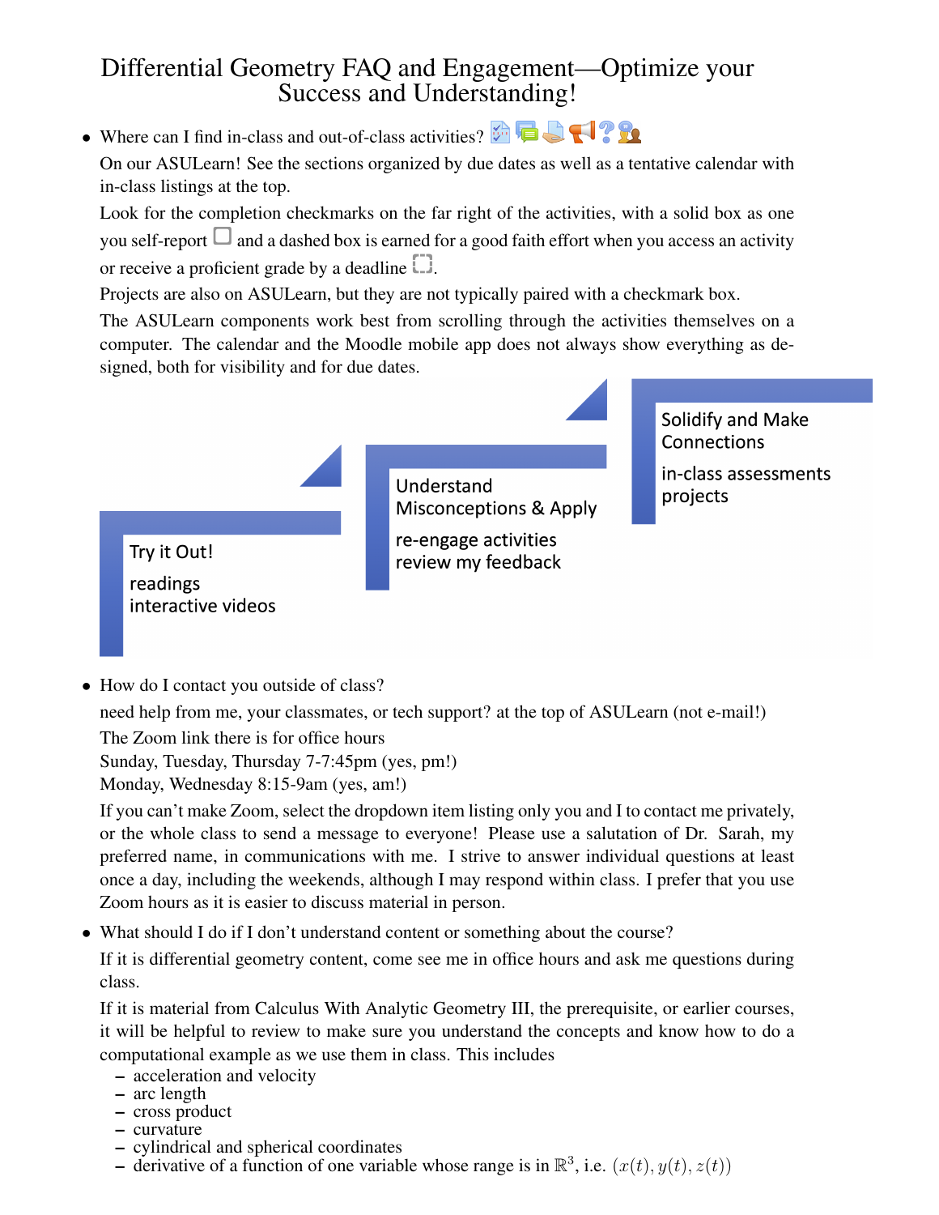# Differential Geometry FAQ and Engagement—Optimize your Success and Understanding!

- Where can I find in-class and out-of-class activities?

  On our ASULearn! See the sections organized by due dates as well as a tentative calendar with in-class listings at the top.

  Look for the completion checkmarks on the far right of the activities, with a solid box as one you self-report ☐ and a dashed box is earned for a good faith effort when you access an activity or receive a proficient grade by a deadline ⬚.

  Projects are also on ASULearn, but they are not typically paired with a checkmark box.

  The ASULearn components work best from scrolling through the activities themselves on a computer. The calendar and the Moodle mobile app does not always show everything as designed, both for visibility and for due dates.

  Try it Out!
  readings
  interactive videos

  Understand Misconceptions & Apply
  re-engage activities
  review my feedback

  Solidify and Make Connections
  in-class assessments
  projects

- How do I contact you outside of class?

  need help from me, your classmates, or tech support? at the top of ASULearn (not e-mail!)

  The Zoom link there is for office hours

  Sunday, Tuesday, Thursday 7-7:45pm (yes, pm!)

  Monday, Wednesday 8:15-9am (yes, am!)

  If you can't make Zoom, select the dropdown item listing only you and I to contact me privately, or the whole class to send a message to everyone! Please use a salutation of Dr. Sarah, my preferred name, in communications with me. I strive to answer individual questions at least once a day, including the weekends, although I may respond within class. I prefer that you use Zoom hours as it is easier to discuss material in person.

- What should I do if I don't understand content or something about the course?

  If it is differential geometry content, come see me in office hours and ask me questions during class.

  If it is material from Calculus With Analytic Geometry III, the prerequisite, or earlier courses, it will be helpful to review to make sure you understand the concepts and know how to do a computational example as we use them in class. This includes
  - acceleration and velocity
  - arc length
  - cross product
  - curvature
  - cylindrical and spherical coordinates
  - derivative of a function of one variable whose range is in $\mathbb{R}^3$, i.e. $(x(t), y(t), z(t))$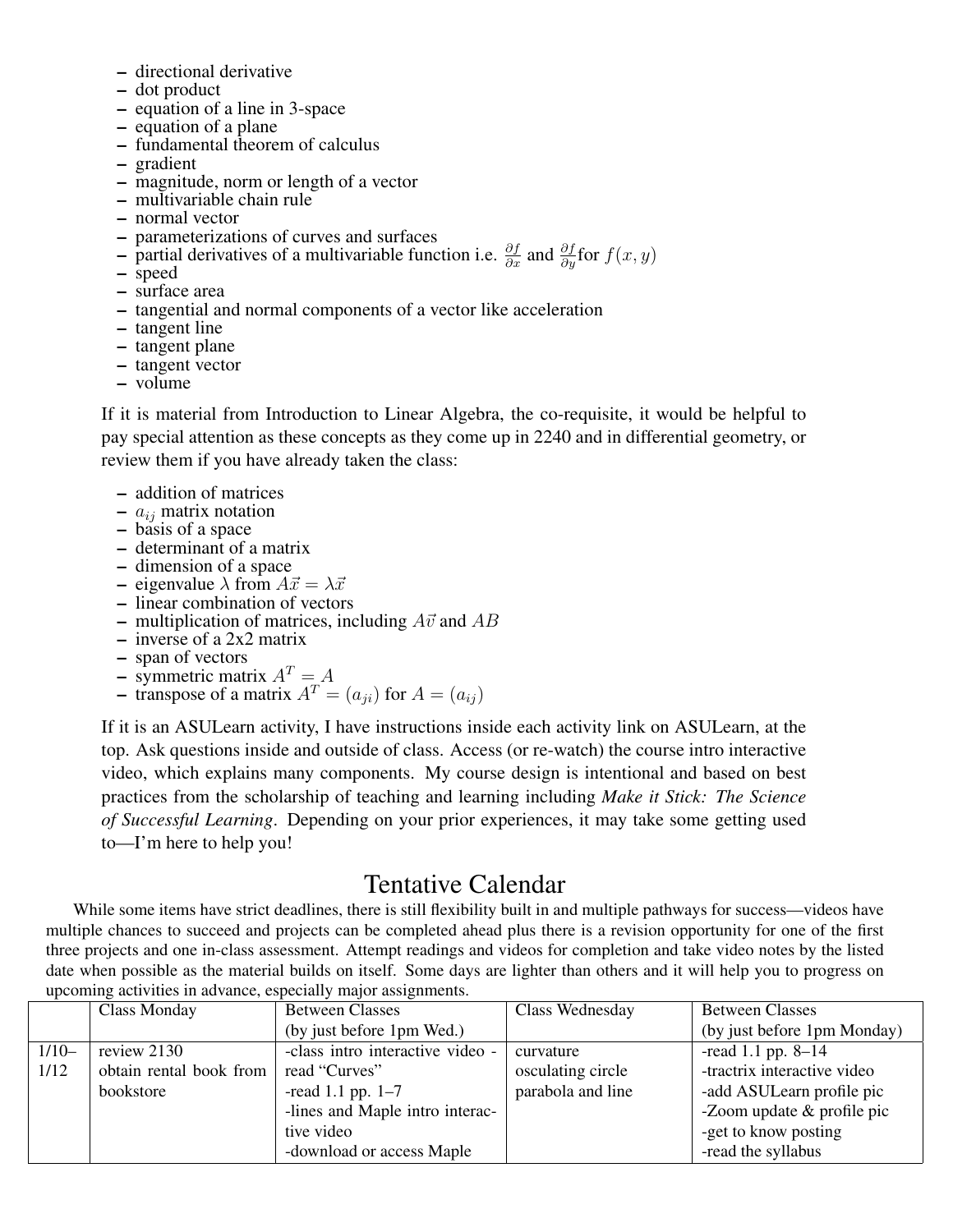- directional derivative
- dot product
- equation of a line in 3-space
- equation of a plane
- fundamental theorem of calculus
- gradient
- magnitude, norm or length of a vector
- multivariable chain rule
- normal vector
- parameterizations of curves and surfaces
- partial derivatives of a multivariable function i.e. $\frac{\partial f}{\partial x}$ and $\frac{\partial f}{\partial y}$for $f(x, y)$
- speed
- surface area
- tangential and normal components of a vector like acceleration
- tangent line
- tangent plane
- tangent vector
- volume

If it is material from Introduction to Linear Algebra, the co-requisite, it would be helpful to pay special attention as these concepts as they come up in 2240 and in differential geometry, or review them if you have already taken the class:

- addition of matrices
- $a_{ij}$ matrix notation
- basis of a space
- determinant of a matrix
- dimension of a space
- eigenvalue $\lambda$ from $A\vec{x} = \lambda\vec{x}$
- linear combination of vectors
- multiplication of matrices, including $A\vec{v}$ and $AB$
- inverse of a 2x2 matrix
- span of vectors
- symmetric matrix $A^T = A$
- transpose of a matrix $A^T = (a_{ji})$ for $A = (a_{ij})$

If it is an ASULearn activity, I have instructions inside each activity link on ASULearn, at the top. Ask questions inside and outside of class. Access (or re-watch) the course intro interactive video, which explains many components. My course design is intentional and based on best practices from the scholarship of teaching and learning including *Make it Stick: The Science of Successful Learning*. Depending on your prior experiences, it may take some getting used to—I'm here to help you!

# Tentative Calendar

While some items have strict deadlines, there is still flexibility built in and multiple pathways for success—videos have multiple chances to succeed and projects can be completed ahead plus there is a revision opportunity for one of the first three projects and one in-class assessment. Attempt readings and videos for completion and take video notes by the listed date when possible as the material builds on itself. Some days are lighter than others and it will help you to progress on upcoming activities in advance, especially major assignments.

| | Class Monday | Between Classes (by just before 1pm Wed.) | Class Wednesday | Between Classes (by just before 1pm Monday) |
|---|---|---|---|---|
| 1/10–1/12 | review 2130<br>obtain rental book from bookstore | -class intro interactive video -read "Curves"<br>-read 1.1 pp. 1–7<br>-lines and Maple intro interactive video<br>-download or access Maple | curvature<br>osculating circle<br>parabola and line | -read 1.1 pp. 8–14<br>-tractrix interactive video<br>-add ASULearn profile pic<br>-Zoom update & profile pic<br>-get to know posting<br>-read the syllabus |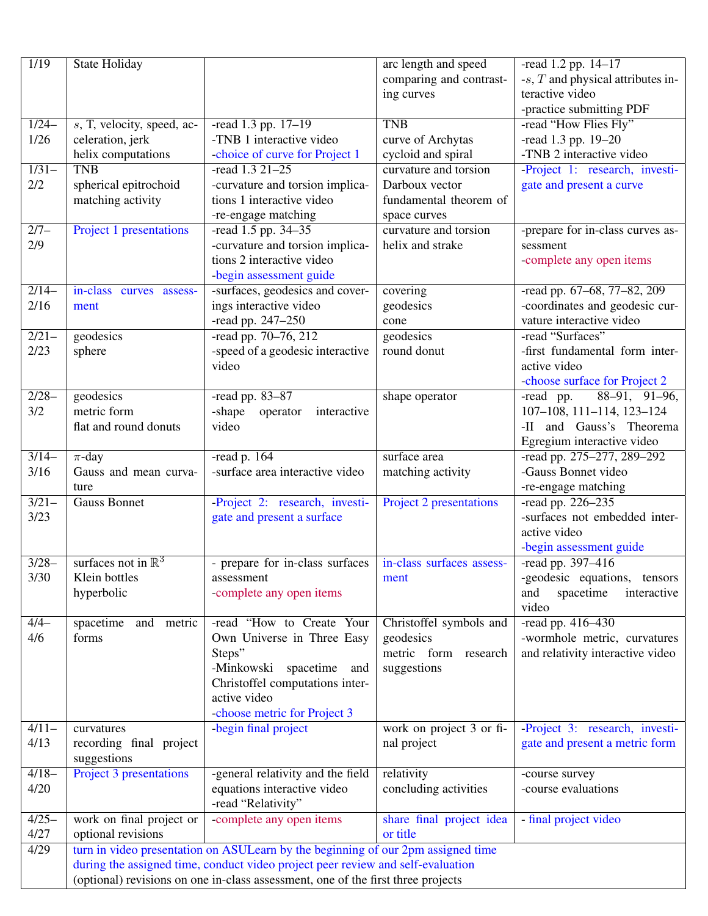| | | | | |
|---|---|---|---|---|
| 1/19 | State Holiday | | arc length and speed comparing and contrasting curves | -read 1.2 pp. 14–17<br>-$s$, $T$ and physical attributes interactive video<br>-practice submitting PDF |
| 1/24–1/26 | $s$, T, velocity, speed, acceleration, jerk<br>helix computations | -read 1.3 pp. 17–19<br>-TNB 1 interactive video<br>-choice of curve for Project 1 | TNB<br>curve of Archytas<br>cycloid and spiral | -read "How Flies Fly"<br>-read 1.3 pp. 19–20<br>-TNB 2 interactive video |
| 1/31–2/2 | TNB<br>spherical epitrochoid<br>matching activity | -read 1.3 21–25<br>-curvature and torsion implications 1 interactive video<br>-re-engage matching | curvature and torsion<br>Darboux vector<br>fundamental theorem of space curves | -Project 1: research, investigate and present a curve |
| 2/7–2/9 | Project 1 presentations | -read 1.5 pp. 34–35<br>-curvature and torsion implications 2 interactive video<br>-begin assessment guide | curvature and torsion<br>helix and strake | -prepare for in-class curves assessment<br>-complete any open items |
| 2/14–2/16 | in-class curves assessment | -surfaces, geodesics and coverings interactive video<br>-read pp. 247–250 | covering<br>geodesics<br>cone | -read pp. 67–68, 77–82, 209<br>-coordinates and geodesic curvature interactive video |
| 2/21–2/23 | geodesics<br>sphere | -read pp. 70–76, 212<br>-speed of a geodesic interactive video | geodesics<br>round donut | -read "Surfaces"<br>-first fundamental form interactive video<br>-choose surface for Project 2 |
| 2/28–3/2 | geodesics<br>metric form<br>flat and round donuts | -read pp. 83–87<br>-shape operator interactive video | shape operator | -read pp. 88–91, 91–96, 107–108, 111–114, 123–124<br>-II and Gauss's Theorema Egregium interactive video |
| 3/14–3/16 | $\pi$-day<br>Gauss and mean curvature | -read p. 164<br>-surface area interactive video | surface area<br>matching activity | -read pp. 275–277, 289–292<br>-Gauss Bonnet video<br>-re-engage matching |
| 3/21–3/23 | Gauss Bonnet | -Project 2: research, investigate and present a surface | Project 2 presentations | -read pp. 226–235<br>-surfaces not embedded interactive video<br>-begin assessment guide |
| 3/28–3/30 | surfaces not in $\mathbb{R}^3$<br>Klein bottles<br>hyperbolic | - prepare for in-class surfaces assessment<br>-complete any open items | in-class surfaces assessment | -read pp. 397–416<br>-geodesic equations, tensors and spacetime interactive video |
| 4/4–4/6 | spacetime and metric forms | -read "How to Create Your Own Universe in Three Easy Steps"<br>-Minkowski spacetime and Christoffel computations interactive video<br>-choose metric for Project 3 | Christoffel symbols and geodesics<br>metric form research suggestions | -read pp. 416–430<br>-wormhole metric, curvatures and relativity interactive video |
| 4/11–4/13 | curvatures<br>recording final project suggestions | -begin final project | work on project 3 or final project | -Project 3: research, investigate and present a metric form |
| 4/18–4/20 | Project 3 presentations | -general relativity and the field equations interactive video<br>-read "Relativity" | relativity<br>concluding activities | -course survey<br>-course evaluations |
| 4/25–4/27 | work on final project or optional revisions | -complete any open items | share final project idea or title | - final project video |
| 4/29 | turn in video presentation on ASULearn by the beginning of our 2pm assigned time<br>during the assigned time, conduct video project peer review and self-evaluation<br>(optional) revisions on one in-class assessment, one of the first three projects | | | |